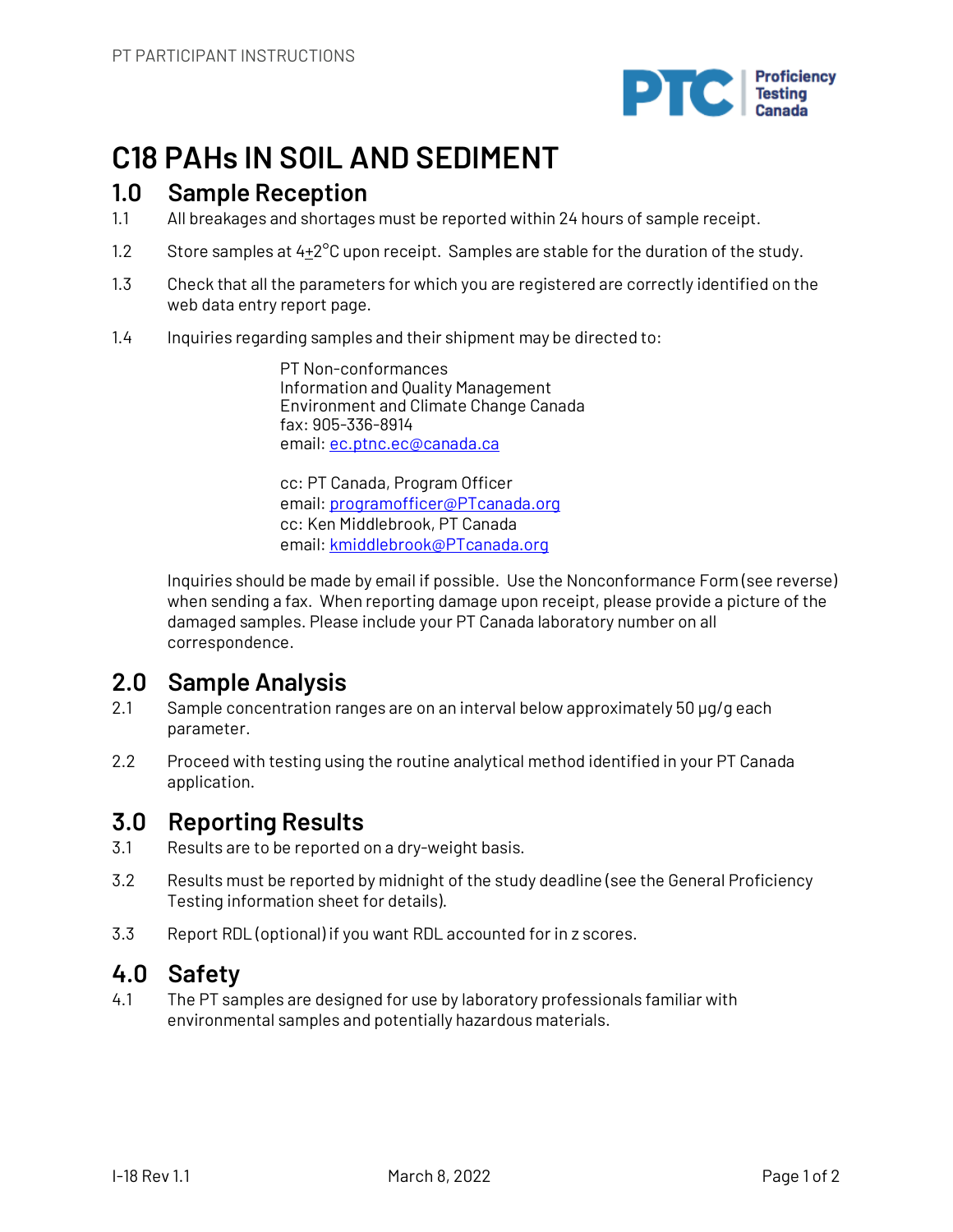# C18 PAHs IN SOIL AND SEDIMENT

## 1.0 Sample Reception

1.1 All breakages and shortages must be reported within 24 hours of sample receipt.

1.2 Store samples at 4±2°C upon receipt. Samples are stable for the duration of the study.

1.3 Check that all the parameters for which you are registered are correctly identified on the web data entry report page.

1.4 Inquiries regarding samples and their shipment may be directed to:

PT Non-conformances
Information and Quality Management
Environment and Climate Change Canada
fax: 905-336-8914
email: ec.ptnc.ec@canada.ca

cc: PT Canada, Program Officer
email: programofficer@PTcanada.org
cc: Ken Middlebrook, PT Canada
email: kmiddlebrook@PTcanada.org

Inquiries should be made by email if possible. Use the Nonconformance Form (see reverse) when sending a fax. When reporting damage upon receipt, please provide a picture of the damaged samples. Please include your PT Canada laboratory number on all correspondence.

## 2.0 Sample Analysis

2.1 Sample concentration ranges are on an interval below approximately 50 µg/g each parameter.

2.2 Proceed with testing using the routine analytical method identified in your PT Canada application.

## 3.0 Reporting Results

3.1 Results are to be reported on a dry-weight basis.

3.2 Results must be reported by midnight of the study deadline (see the General Proficiency Testing information sheet for details).

3.3 Report RDL (optional) if you want RDL accounted for in z scores.

## 4.0 Safety

4.1 The PT samples are designed for use by laboratory professionals familiar with environmental samples and potentially hazardous materials.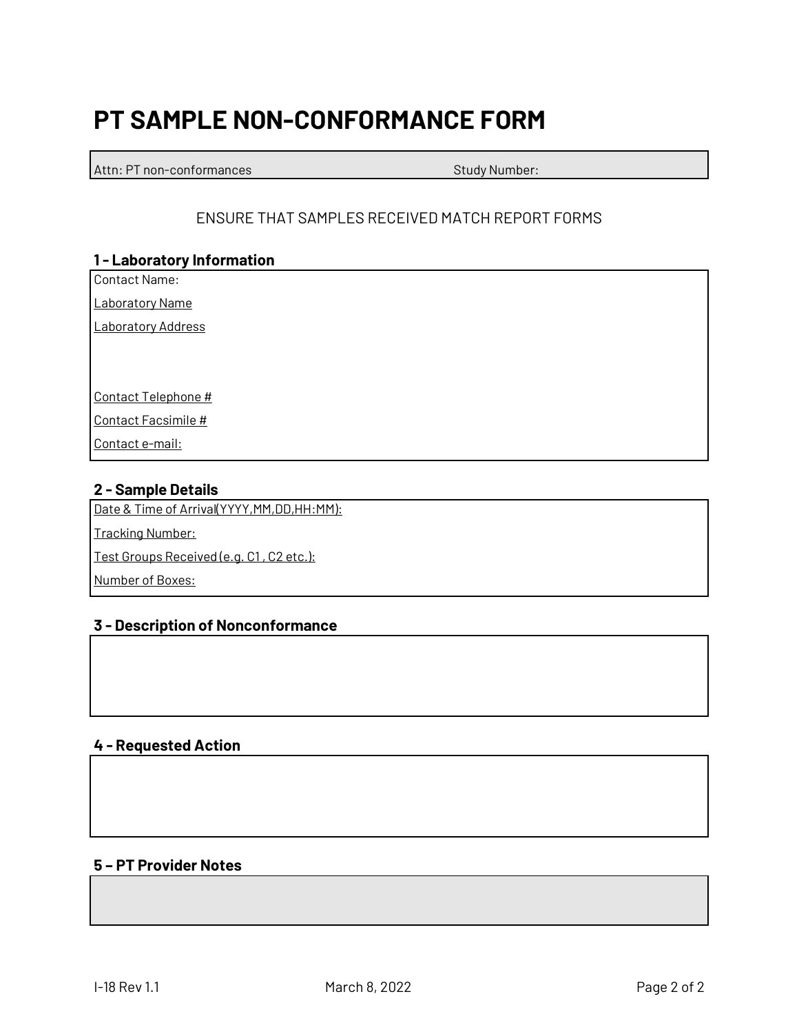# PT SAMPLE NON-CONFORMANCE FORM

| | |
|---|---|
| Attn: PT non-conformances | Study Number: |

ENSURE THAT SAMPLES RECEIVED MATCH REPORT FORMS

## 1 - Laboratory Information

Contact Name:

Laboratory Name

Laboratory Address

Contact Telephone #

Contact Facsimile #

Contact e-mail:

## 2 - Sample Details

Date & Time of Arrival(YYYY,MM,DD,HH:MM):

Tracking Number:

Test Groups Received (e.g. C1 , C2 etc.):

Number of Boxes:

## 3 - Description of Nonconformance

## 4 - Requested Action

## 5 – PT Provider Notes

I-18 Rev 1.1 March 8, 2022